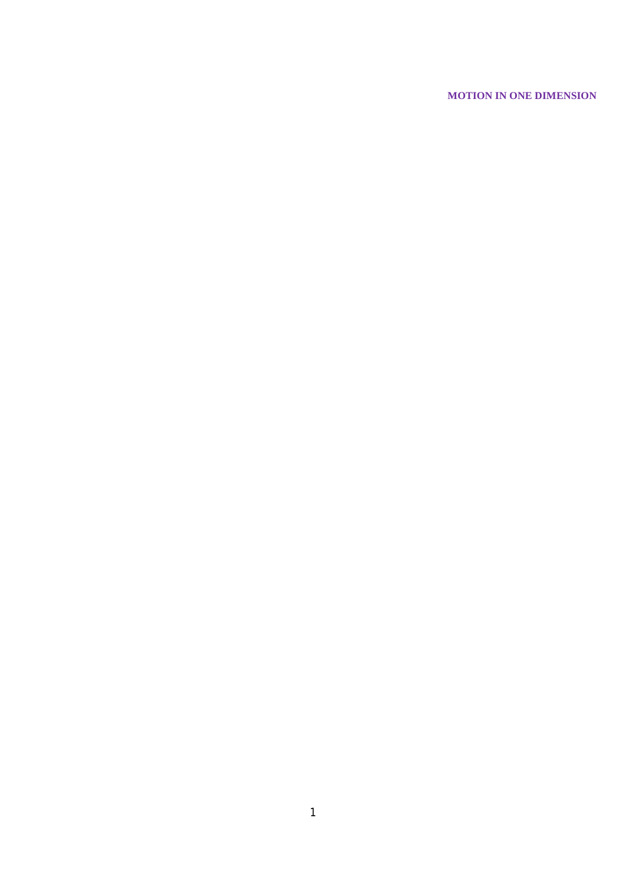**MOTION IN ONE DIMENSION**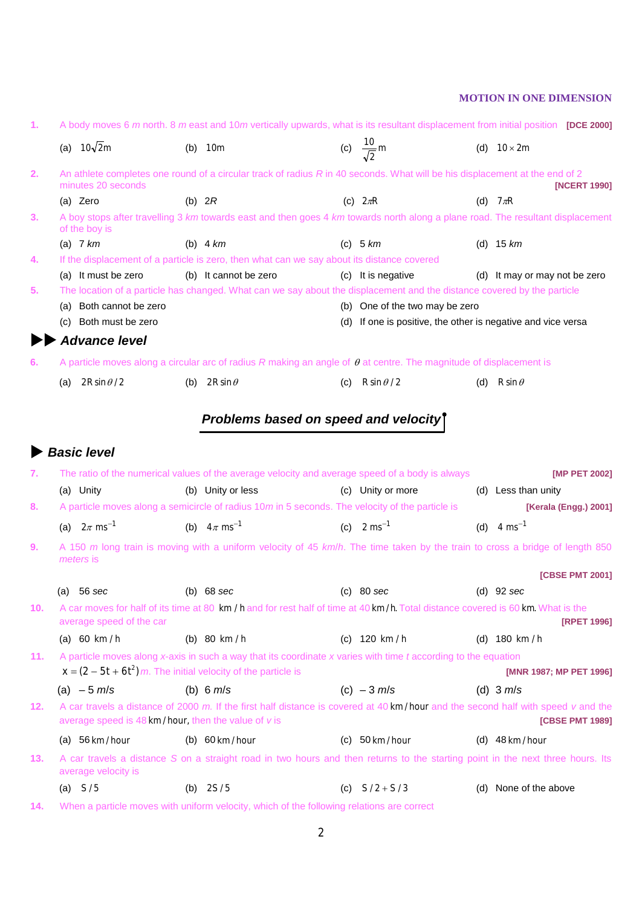1. A body moves 6 *m* north. 8 *m* east and 10*m* vertically upwards, what is its resultant displacement from initial position **[DCE 2000]**

   (a) $10\sqrt{2}m$ (b) $10m$ (c) $\frac{10}{\sqrt{2}}m$ (d) $10 \times 2m$

2. An athlete completes one round of a circular track of radius *R* in 40 seconds. What will be his displacement at the end of 2 minutes 20 seconds **[NCERT 1990]**

   (a) Zero (b) $2R$ (c) $2\pi R$ (d) $7\pi R$

3. A boy stops after travelling 3 *km* towards east and then goes 4 *km* towards north along a plane road. The resultant displacement of the boy is

   (a) 7 *km* (b) 4 *km* (c) 5 *km* (d) 15 *km*

4. If the displacement of a particle is zero, then what can we say about its distance covered

   (a) It must be zero (b) It cannot be zero (c) It is negative (d) It may or may not be zero

5. The location of a particle has changed. What can we say about the displacement and the distance covered by the particle

   (a) Both cannot be zero (b) One of the two may be zero

   (c) Both must be zero (d) If one is positive, the other is negative and vice versa

## Advance level

6. A particle moves along a circular arc of radius *R* making an angle of $\theta$ at centre. The magnitude of displacement is

   (a) $2R\sin\theta/2$ (b) $2R\sin\theta$ (c) $R\sin\theta/2$ (d) $R\sin\theta$

## Problems based on speed and velocity

### Basic level

7. The ratio of the numerical values of the average velocity and average speed of a body is always **[MP PET 2002]**

   (a) Unity (b) Unity or less (c) Unity or more (d) Less than unity

8. A particle moves along a semicircle of radius 10*m* in 5 seconds. The velocity of the particle is **[Kerala (Engg.) 2001]**

   (a) $2\pi\ ms^{-1}$ (b) $4\pi\ ms^{-1}$ (c) $2\ ms^{-1}$ (d) $4\ ms^{-1}$

9. A 150 *m* long train is moving with a uniform velocity of 45 *km*/*h*. The time taken by the train to cross a bridge of length 850 *meters* is **[CBSE PMT 2001]**

   (a) 56 *sec* (b) 68 *sec* (c) 80 *sec* (d) 92 *sec*

10. A car moves for half of its time at 80 $km/h$ and for rest half of time at 40 $km/h$. Total distance covered is 60 $km$. What is the average speed of the car **[RPET 1996]**

    (a) $60\ km/h$ (b) $80\ km/h$ (c) $120\ km/h$ (d) $180\ km/h$

11. A particle moves along *x*-axis in such a way that its coordinate *x* varies with time *t* according to the equation $x = (2 - 5t + 6t^2)\,m$. The initial velocity of the particle is **[MNR 1987; MP PET 1996]**

    (a) – 5 *m/s* (b) 6 *m/s* (c) – 3 *m/s* (d) 3 *m/s*

12. A car travels a distance of 2000 *m*. If the first half distance is covered at 40 $km/hour$ and the second half with speed *v* and the average speed is 48 $km/hour$, then the value of *v* is **[CBSE PMT 1989]**

    (a) $56\ km/hour$ (b) $60\ km/hour$ (c) $50\ km/hour$ (d) $48\ km/hour$

13. A car travels a distance *S* on a straight road in two hours and then returns to the starting point in the next three hours. Its average velocity is

    (a) $S/5$ (b) $2S/5$ (c) $S/2 + S/3$ (d) None of the above

14. When a particle moves with uniform velocity, which of the following relations are correct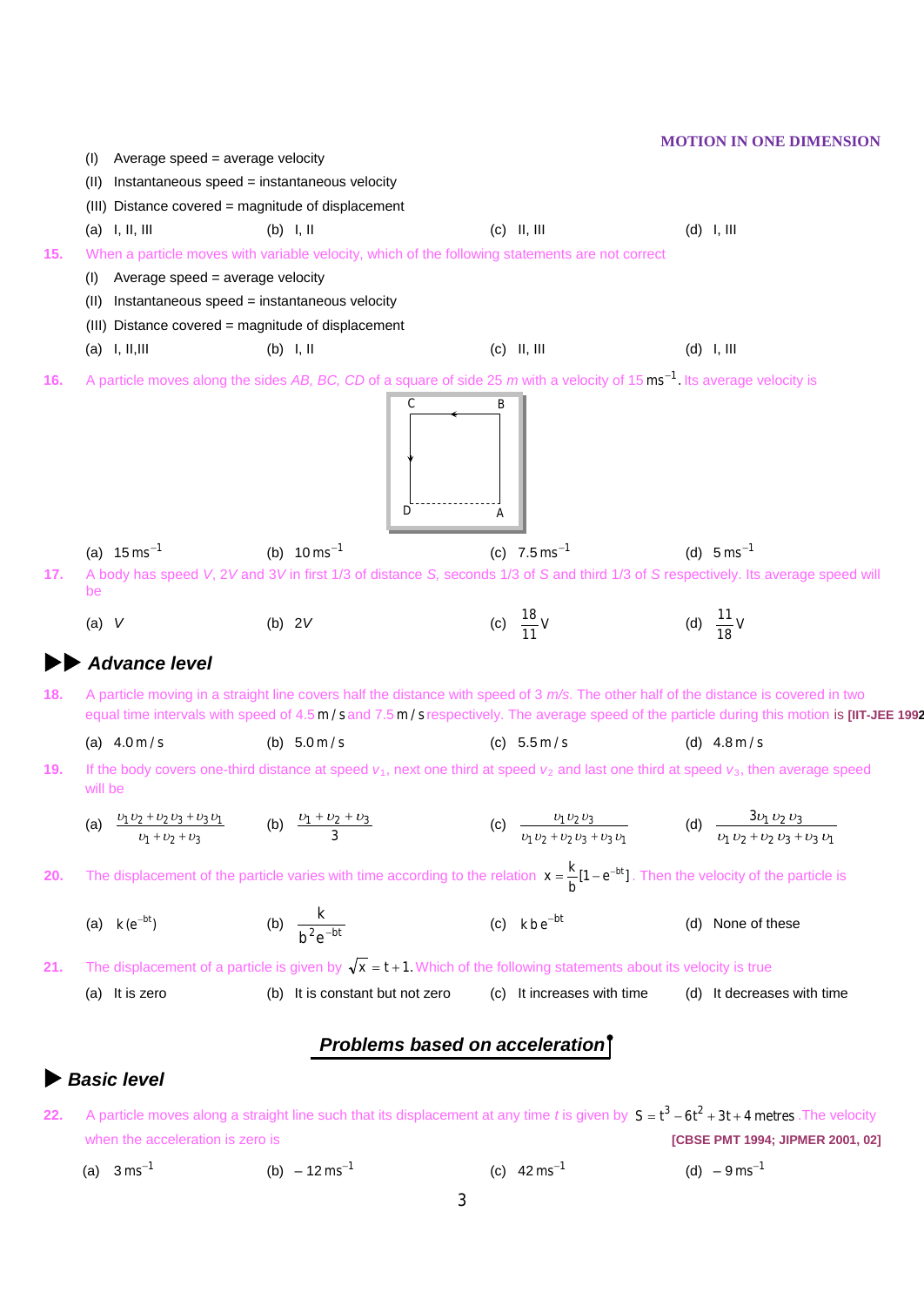(I) Average speed = average velocity

(II) Instantaneous speed = instantaneous velocity

(III) Distance covered = magnitude of displacement

(a) I, II, III (b) I, II (c) II, III (d) I, III

**15.** When a particle moves with variable velocity, which of the following statements are not correct

(I) Average speed = average velocity

(II) Instantaneous speed = instantaneous velocity

(III) Distance covered = magnitude of displacement

(a) I, II,III (b) I, II (c) II, III (d) I, III

**16.** A particle moves along the sides *AB, BC, CD* of a square of side 25 *m* with a velocity of 15 $ms^{-1}$. Its average velocity is

(a) $15\ ms^{-1}$ (b) $10\ ms^{-1}$ (c) $7.5\ ms^{-1}$ (d) $5\ ms^{-1}$

**17.** A body has speed *V*, 2*V* and 3*V* in first 1/3 of distance *S*, seconds 1/3 of *S* and third 1/3 of *S* respectively. Its average speed will be

(a) *V* (b) 2*V* (c) $\frac{18}{11}V$ (d) $\frac{11}{18}V$

## Advance level

**18.** A particle moving in a straight line covers half the distance with speed of 3 *m/s*. The other half of the distance is covered in two equal time intervals with speed of 4.5 m/s and 7.5 m/s respectively. The average speed of the particle during this motion is **[IIT-JEE 1992]**

(a) 4.0 m/s (b) 5.0 m/s (c) 5.5 m/s (d) 4.8 m/s

**19.** If the body covers one-third distance at speed $v_1$, next one third at speed $v_2$ and last one third at speed $v_3$, then average speed will be

(a) $\frac{v_1v_2+v_2v_3+v_3v_1}{v_1+v_2+v_3}$ (b) $\frac{v_1+v_2+v_3}{3}$ (c) $\frac{v_1v_2v_3}{v_1v_2+v_2v_3+v_3v_1}$ (d) $\frac{3v_1v_2v_3}{v_1v_2+v_2v_3+v_3v_1}$

**20.** The displacement of the particle varies with time according to the relation $x=\frac{k}{b}[1-e^{-bt}]$. Then the velocity of the particle is

(a) $k(e^{-bt})$ (b) $\frac{k}{b^2e^{-bt}}$ (c) $kbe^{-bt}$ (d) None of these

**21.** The displacement of a particle is given by $\sqrt{x}=t+1$. Which of the following statements about its velocity is true

(a) It is zero (b) It is constant but not zero (c) It increases with time (d) It decreases with time

## Problems based on acceleration

### Basic level

**22.** A particle moves along a straight line such that its displacement at any time *t* is given by $S=t^3-6t^2+3t+4$ metres. The velocity when the acceleration is zero is **[CBSE PMT 1994; JIPMER 2001, 02]**

(a) $3\ ms^{-1}$ (b) $-12\ ms^{-1}$ (c) $42\ ms^{-1}$ (d) $-9\ ms^{-1}$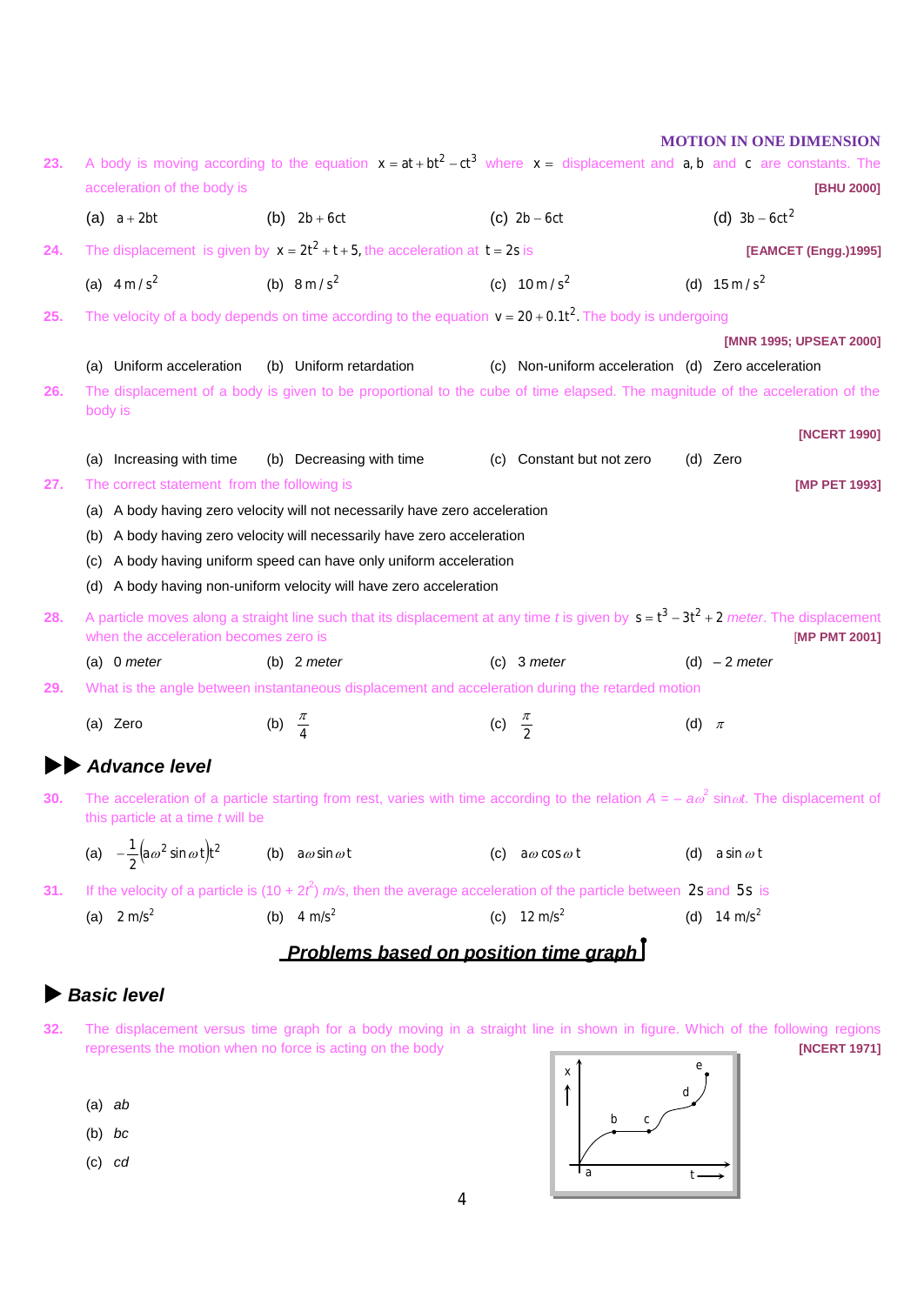**23.** A body is moving according to the equation $x = at + bt^2 - ct^3$ where $x =$ displacement and $a, b$ and $c$ are constants. The acceleration of the body is **[BHU 2000]**

(a) $a + 2bt$ (b) $2b + 6ct$ (c) $2b - 6ct$ (d) $3b - 6ct^2$

**24.** The displacement is given by $x = 2t^2 + t + 5$, the acceleration at $t = 2s$ is **[EAMCET (Engg.)1995]**

(a) $4\,m/s^2$ (b) $8\,m/s^2$ (c) $10\,m/s^2$ (d) $15\,m/s^2$

**25.** The velocity of a body depends on time according to the equation $v = 20 + 0.1t^2$. The body is undergoing **[MNR 1995; UPSEAT 2000]**

(a) Uniform acceleration (b) Uniform retardation (c) Non-uniform acceleration (d) Zero acceleration

**26.** The displacement of a body is given to be proportional to the cube of time elapsed. The magnitude of the acceleration of the body is **[NCERT 1990]**

(a) Increasing with time (b) Decreasing with time (c) Constant but not zero (d) Zero

**27.** The correct statement from the following is **[MP PET 1993]**

(a) A body having zero velocity will not necessarily have zero acceleration

(b) A body having zero velocity will necessarily have zero acceleration

(c) A body having uniform speed can have only uniform acceleration

(d) A body having non-uniform velocity will have zero acceleration

**28.** A particle moves along a straight line such that its displacement at any time *t* is given by $s = t^3 - 3t^2 + 2$ *meter*. The displacement when the acceleration becomes zero is **[MP PMT 2001]**

(a) 0 *meter* (b) 2 *meter* (c) 3 *meter* (d) – 2 *meter*

**29.** What is the angle between instantaneous displacement and acceleration during the retarded motion

(a) Zero (b) $\frac{\pi}{4}$ (c) $\frac{\pi}{2}$ (d) $\pi$

## Advance level

**30.** The acceleration of a particle starting from rest, varies with time according to the relation $A = -a\omega^2 \sin\omega t$. The displacement of this particle at a time *t* will be

(a) $-\frac{1}{2}(a\omega^2 \sin\omega t)t^2$ (b) $a\omega \sin\omega t$ (c) $a\omega \cos\omega t$ (d) $a \sin\omega t$

**31.** If the velocity of a particle is $(10 + 2t^2)$ *m/s*, then the average acceleration of the particle between $2s$ and $5s$ is

(a) $2\ m/s^2$ (b) $4\ m/s^2$ (c) $12\ m/s^2$ (d) $14\ m/s^2$

## Problems based on position time graph

## Basic level

**32.** The displacement versus time graph for a body moving in a straight line in shown in figure. Which of the following regions represents the motion when no force is acting on the body **[NCERT 1971]**

(a) *ab*

(b) *bc*

(c) *cd*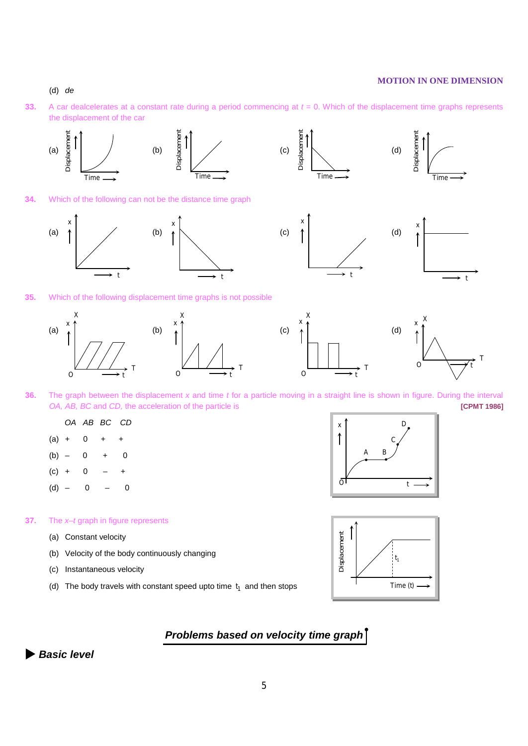(d) *de*

**33.** A car dealcelerates at a constant rate during a period commencing at $t$ = 0. Which of the displacement time graphs represents the displacement of the car

(a) (b) (c) (d)

**34.** Which of the following can not be the distance time graph

(a) (b) (c) (d)

**35.** Which of the following displacement time graphs is not possible

(a) (b) (c) (d)

**36.** The graph between the displacement $x$ and time $t$ for a particle moving in a straight line is shown in figure. During the interval *OA, AB, BC* and *CD,* the acceleration of the particle is **[CPMT 1986]**

| | *OA* | *AB* | *BC* | *CD* |
|---|---|---|---|---|
| (a) | + | 0 | + | + |
| (b) | – | 0 | + | 0 |
| (c) | + | 0 | – | + |
| (d) | – | 0 | – | 0 |

**37.** The *x–t* graph in figure represents

(a) Constant velocity

(b) Velocity of the body continuously changing

(c) Instantaneous velocity

(d) The body travels with constant speed upto time $t_1$ and then stops

## *Problems based on velocity time graph*

### *Basic level*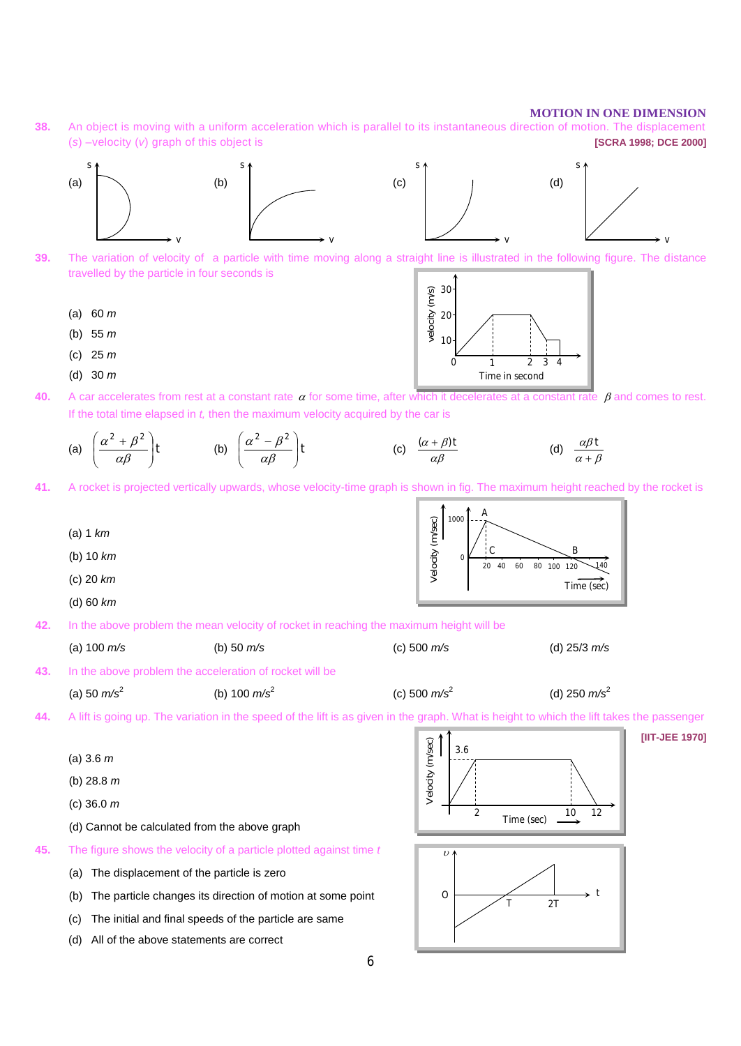**38.** An object is moving with a uniform acceleration which is parallel to its instantaneous direction of motion. The displacement ($s$) –velocity ($v$) graph of this object is **[SCRA 1998; DCE 2000]**

(a) (b) (c) (d)

**39.** The variation of velocity of a particle with time moving along a straight line is illustrated in the following figure. The distance travelled by the particle in four seconds is

(a) 60 $m$

(b) 55 $m$

(c) 25 $m$

(d) 30 $m$

**40.** A car accelerates from rest at a constant rate $\alpha$ for some time, after which it decelerates at a constant rate $\beta$ and comes to rest. If the total time elapsed in $t$, then the maximum velocity acquired by the car is

(a) $\left(\frac{\alpha^2+\beta^2}{\alpha\beta}\right)t$ (b) $\left(\frac{\alpha^2-\beta^2}{\alpha\beta}\right)t$ (c) $\frac{(\alpha+\beta)t}{\alpha\beta}$ (d) $\frac{\alpha\beta t}{\alpha+\beta}$

**41.** A rocket is projected vertically upwards, whose velocity-time graph is shown in fig. The maximum height reached by the rocket is

(a) 1 $km$

(b) 10 $km$

(c) 20 $km$

(d) 60 $km$

**42.** In the above problem the mean velocity of rocket in reaching the maximum height will be

(a) 100 $m/s$ (b) 50 $m/s$ (c) 500 $m/s$ (d) 25/3 $m/s$

**43.** In the above problem the acceleration of rocket will be

(a) 50 $m/s^2$ (b) 100 $m/s^2$ (c) 500 $m/s^2$ (d) 250 $m/s^2$

**44.** A lift is going up. The variation in the speed of the lift is as given in the graph. What is height to which the lift takes the passenger **[IIT-JEE 1970]**

(a) 3.6 $m$

(b) 28.8 $m$

(c) 36.0 $m$

(d) Cannot be calculated from the above graph

**45.** The figure shows the velocity of a particle plotted against time $t$

(a) The displacement of the particle is zero

(b) The particle changes its direction of motion at some point

(c) The initial and final speeds of the particle are the same

(d) All of the above statements are correct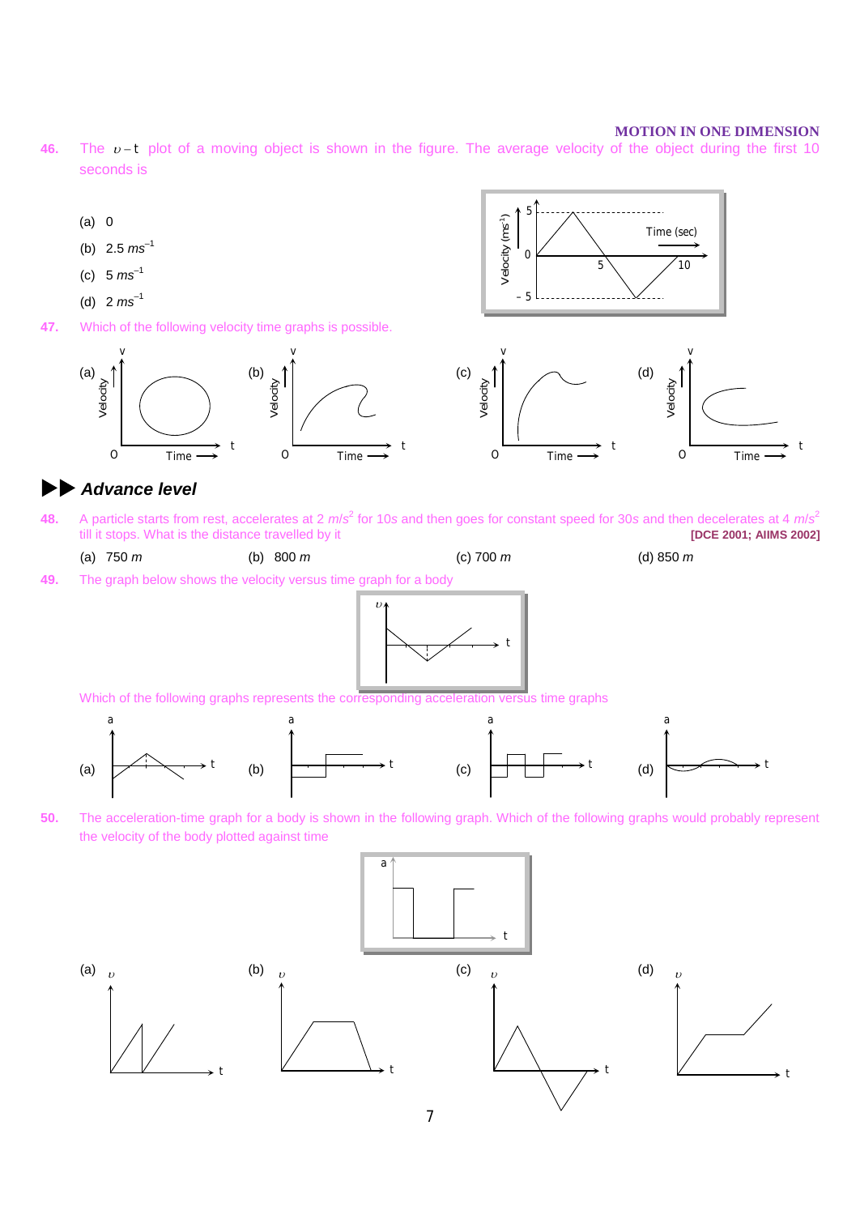**46.** The $v-t$ plot of a moving object is shown in the figure. The average velocity of the object during the first 10 seconds is

(a) 0

(b) 2.5 $ms^{-1}$

(c) 5 $ms^{-1}$

(d) 2 $ms^{-1}$

**47.** Which of the following velocity time graphs is possible.

## ▶▶ Advance level

**48.** A particle starts from rest, accelerates at 2 $m/s^2$ for 10s and then goes for constant speed for 30s and then decelerates at 4 $m/s^2$ till it stops. What is the distance travelled by it **[DCE 2001; AIIMS 2002]**

(a) 750 $m$ (b) 800 $m$ (c) 700 $m$ (d) 850 $m$

**49.** The graph below shows the velocity versus time graph for a body

Which of the following graphs represents the corresponding acceleration versus time graphs

**50.** The acceleration-time graph for a body is shown in the following graph. Which of the following graphs would probably represent the velocity of the body plotted against time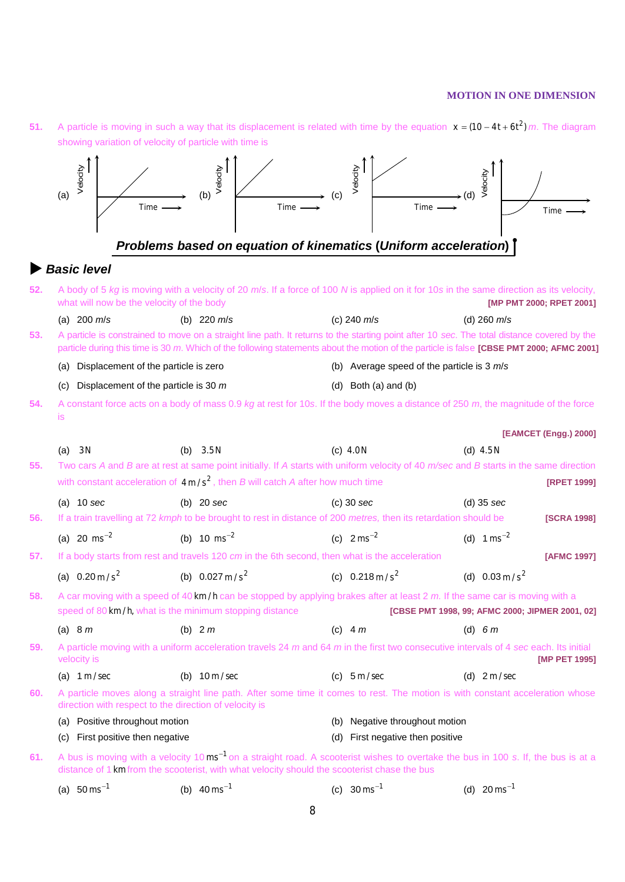**51.** A particle is moving in such a way that its displacement is related with time by the equation $x = (10 - 4t + 6t^2)\,m$. The diagram showing variation of velocity of particle with time is

(a) (b) (c) (d)

## Problems based on equation of kinematics (Uniform acceleration)

### Basic level

**52.** A body of 5 *kg* is moving with a velocity of 20 *m/s*. If a force of 100 *N* is applied on it for 10*s* in the same direction as its velocity, what will now be the velocity of the body **[MP PMT 2000; RPET 2001]**

(a) 200 *m/s* (b) 220 *m/s* (c) 240 *m/s* (d) 260 *m/s*

**53.** A particle is constrained to move on a straight line path. It returns to the starting point after 10 *sec.* The total distance covered by the particle during this time is 30 *m*. Which of the following statements about the motion of the particle is false **[CBSE PMT 2000; AFMC 2001]**

(a) Displacement of the particle is zero
(b) Average speed of the particle is 3 *m/s*
(c) Displacement of the particle is 30 *m*
(d) Both (a) and (b)

**54.** A constant force acts on a body of mass 0.9 *kg* at rest for 10s. If the body moves a distance of 250 *m*, the magnitude of the force is **[EAMCET (Engg.) 2000]**

(a) 3 N (b) 3.5 N (c) 4.0 N (d) 4.5 N

**55.** Two cars *A* and *B* are at rest at same point initially. If *A* starts with uniform velocity of 40 *m/sec* and *B* starts in the same direction with constant acceleration of $4\,m/s^2$, then *B* will catch *A* after how much time **[RPET 1999]**

(a) 10 *sec* (b) 20 *sec* (c) 30 *sec* (d) 35 *sec*

**56.** If a train travelling at 72 *kmph* to be brought to rest in distance of 200 *metres*, then its retardation should be **[SCRA 1998]**

(a) $20\ ms^{-2}$ (b) $10\ ms^{-2}$ (c) $2\,ms^{-2}$ (d) $1\,ms^{-2}$

**57.** If a body starts from rest and travels 120 *cm* in the 6th second, then what is the acceleration **[AFMC 1997]**

(a) $0.20\,m/s^2$ (b) $0.027\,m/s^2$ (c) $0.218\,m/s^2$ (d) $0.03\,m/s^2$

**58.** A car moving with a speed of 40 km/h can be stopped by applying brakes after at least 2 *m.* If the same car is moving with a speed of 80 km/h, what is the minimum stopping distance **[CBSE PMT 1998, 99; AFMC 2000; JIPMER 2001, 02]**

(a) 8 *m* (b) 2 *m* (c) 4 *m* (d) 6 *m*

**59.** A particle moving with a uniform acceleration travels 24 *m* and 64 *m* in the first two consecutive intervals of 4 *sec* each. Its initial velocity is **[MP PET 1995]**

(a) 1 m/sec (b) 10 m/sec (c) 5 m/sec (d) 2 m/sec

**60.** A particle moves along a straight line path. After some time it comes to rest. The motion is with constant acceleration whose direction with respect to the direction of velocity is

(a) Positive throughout motion
(b) Negative throughout motion
(c) First positive then negative
(d) First negative then positive

**61.** A bus is moving with a velocity $10\,ms^{-1}$ on a straight road. A scooterist wishes to overtake the bus in 100 *s*. If, the bus is at a distance of 1 km from the scooterist, with what velocity should the scooterist chase the bus

(a) $50\,ms^{-1}$ (b) $40\,ms^{-1}$ (c) $30\,ms^{-1}$ (d) $20\,ms^{-1}$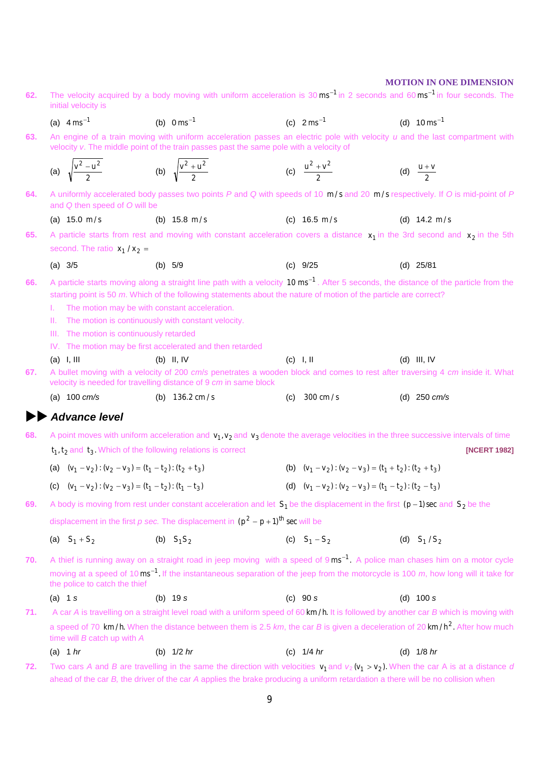62. The velocity acquired by a body moving with uniform acceleration is $30\,ms^{-1}$ in 2 seconds and $60\,ms^{-1}$ in four seconds. The initial velocity is

(a) $4\,ms^{-1}$ (b) $0\,ms^{-1}$ (c) $2\,ms^{-1}$ (d) $10\,ms^{-1}$

63. An engine of a train moving with uniform acceleration passes an electric pole with velocity *u* and the last compartment with velocity *v*. The middle point of the train passes past the same pole with a velocity of

(a) $\sqrt{\frac{v^2-u^2}{2}}$ (b) $\sqrt{\frac{v^2+u^2}{2}}$ (c) $\frac{u^2+v^2}{2}$ (d) $\frac{u+v}{2}$

64. A uniformly accelerated body passes two points *P* and *Q* with speeds of 10 $m/s$ and 20 $m/s$ respectively. If *O* is mid-point of *P* and *Q* then speed of *O* will be

(a) 15.0 $m/s$ (b) 15.8 $m/s$ (c) 16.5 $m/s$ (d) 14.2 $m/s$

65. A particle starts from rest and moving with constant acceleration covers a distance $x_1$ in the 3rd second and $x_2$ in the 5th second. The ratio $x_1/x_2 =$

(a) 3/5 (b) 5/9 (c) 9/25 (d) 25/81

66. A particle starts moving along a straight line path with a velocity $10\,ms^{-1}$. After 5 seconds, the distance of the particle from the starting point is 50 *m*. Which of the following statements about the nature of motion of the particle are correct?

I. The motion may be with constant acceleration.

II. The motion is continuously with constant velocity.

III. The motion is continuously retarded

IV. The motion may be first accelerated and then retarded

(a) I, III (b) II, IV (c) I, II (d) III, IV

67. A bullet moving with a velocity of 200 *cm/s* penetrates a wooden block and comes to rest after traversing 4 *cm* inside it. What velocity is needed for travelling distance of 9 *cm* in same block

(a) 100 *cm/s* (b) 136.2 $cm/s$ (c) 300 $cm/s$ (d) 250 *cm/s*

## ▶▶ *Advance level*

68. A point moves with uniform acceleration and $v_1, v_2$ and $v_3$ denote the average velocities in the three successive intervals of time $t_1, t_2$ and $t_3$. Which of the following relations is correct **[NCERT 1982]**

(a) $(v_1-v_2):(v_2-v_3)=(t_1-t_2):(t_2+t_3)$ (b) $(v_1-v_2):(v_2-v_3)=(t_1+t_2):(t_2+t_3)$

(c) $(v_1-v_2):(v_2-v_3)=(t_1-t_2):(t_1-t_3)$ (d) $(v_1-v_2):(v_2-v_3)=(t_1-t_2):(t_2-t_3)$

69. A body is moving from rest under constant acceleration and let $S_1$ be the displacement in the first $(p-1)$ sec and $S_2$ be the displacement in the first *p sec.* The displacement in $(p^2-p+1)^{th}$ sec will be

(a) $S_1+S_2$ (b) $S_1S_2$ (c) $S_1-S_2$ (d) $S_1/S_2$

70. A thief is running away on a straight road in jeep moving with a speed of $9\,ms^{-1}$. A police man chases him on a motor cycle moving at a speed of $10\,ms^{-1}$. If the instantaneous separation of the jeep from the motorcycle is 100 *m*, how long will it take for the police to catch the thief

(a) 1 *s* (b) 19 *s* (c) 90 *s* (d) 100 *s*

71. A car *A* is travelling on a straight level road with a uniform speed of 60 $km/h$. It is followed by another car *B* which is moving with a speed of 70 $km/h$. When the distance between them is 2.5 *km*, the car *B* is given a deceleration of 20 $km/h^2$. After how much time will *B* catch up with *A*

(a) 1 *hr* (b) 1/2 *hr* (c) 1/4 *hr* (d) 1/8 *hr*

72. Two cars *A* and *B* are travelling in the same the direction with velocities $v_1$ and $v_2$ $(v_1 > v_2)$. When the car A is at a distance *d* ahead of the car *B*, the driver of the car *A* applies the brake producing a uniform retardation a there will be no collision when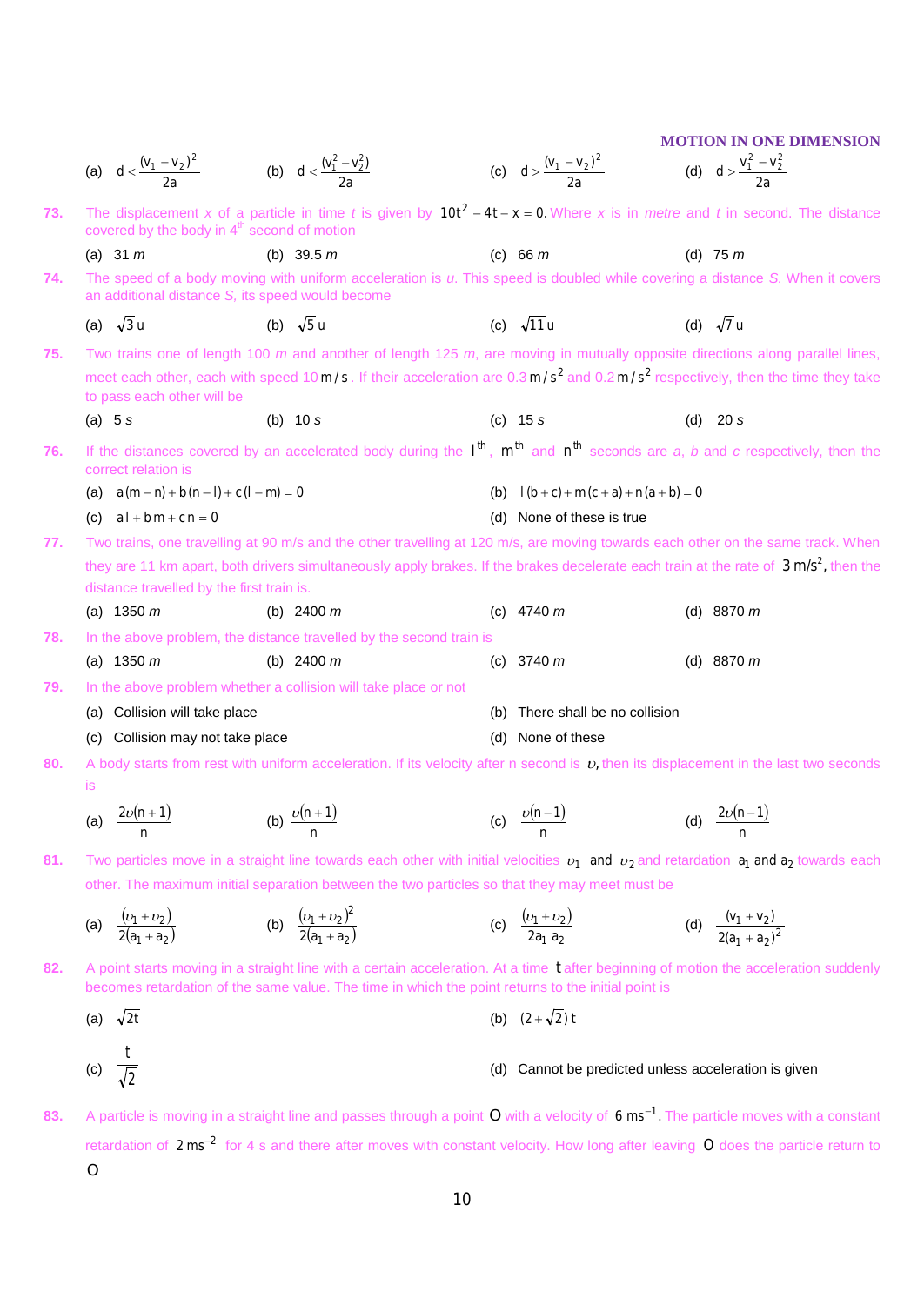(a) $d < \frac{(v_1 - v_2)^2}{2a}$  (b) $d < \frac{(v_1^2 - v_2^2)}{2a}$  (c) $d > \frac{(v_1 - v_2)^2}{2a}$  (d) $d > \frac{v_1^2 - v_2^2}{2a}$

**73.** The displacement *x* of a particle in time *t* is given by $10t^2 - 4t - x = 0$. Where *x* is in *metre* and *t* in second. The distance covered by the body in 4th second of motion

(a) 31 *m*  (b) 39.5 *m*  (c) 66 *m*  (d) 75 *m*

**74.** The speed of a body moving with uniform acceleration is *u*. This speed is doubled while covering a distance *S*. When it covers an additional distance *S*, its speed would become

(a) $\sqrt{3}\,u$  (b) $\sqrt{5}\,u$  (c) $\sqrt{11}\,u$  (d) $\sqrt{7}\,u$

**75.** Two trains one of length 100 *m* and another of length 125 *m*, are moving in mutually opposite directions along parallel lines, meet each other, each with speed $10\,m/s$. If their acceleration are $0.3\,m/s^2$ and $0.2\,m/s^2$ respectively, then the time they take to pass each other will be

(a) 5 *s*  (b) 10 *s*  (c) 15 *s*  (d) 20 *s*

**76.** If the distances covered by an accelerated body during the $l^{th}$, $m^{th}$ and $n^{th}$ seconds are *a*, *b* and *c* respectively, then the correct relation is

(a) $a(m-n) + b(n-l) + c(l-m) = 0$  (b) $l(b+c) + m(c+a) + n(a+b) = 0$

(c) $al + bm + cn = 0$  (d) None of these is true

**77.** Two trains, one travelling at 90 m/s and the other travelling at 120 m/s, are moving towards each other on the same track. When they are 11 km apart, both drivers simultaneously apply brakes. If the brakes decelerate each train at the rate of $3\,m/s^2$, then the distance travelled by the first train is.

(a) 1350 *m*  (b) 2400 *m*  (c) 4740 *m*  (d) 8870 *m*

**78.** In the above problem, the distance travelled by the second train is

(a) 1350 *m*  (b) 2400 *m*  (c) 3740 *m*  (d) 8870 *m*

**79.** In the above problem whether a collision will take place or not

(a) Collision will take place  (b) There shall be no collision

(c) Collision may not take place  (d) None of these

**80.** A body starts from rest with uniform acceleration. If its velocity after n second is $\upsilon$, then its displacement in the last two seconds is

(a) $\frac{2\upsilon(n+1)}{n}$  (b) $\frac{\upsilon(n+1)}{n}$  (c) $\frac{\upsilon(n-1)}{n}$  (d) $\frac{2\upsilon(n-1)}{n}$

**81.** Two particles move in a straight line towards each other with initial velocities $\upsilon_1$ and $\upsilon_2$ and retardation $a_1$ and $a_2$ towards each other. The maximum initial separation between the two particles so that they may meet must be

(a) $\frac{(\upsilon_1 + \upsilon_2)}{2(a_1 + a_2)}$  (b) $\frac{(\upsilon_1 + \upsilon_2)^2}{2(a_1 + a_2)}$  (c) $\frac{(\upsilon_1 + \upsilon_2)}{2a_1 a_2}$  (d) $\frac{(v_1 + v_2)}{2(a_1 + a_2)^2}$

**82.** A point starts moving in a straight line with a certain acceleration. At a time $t$ after beginning of motion the acceleration suddenly becomes retardation of the same value. The time in which the point returns to the initial point is

(a) $\sqrt{2t}$  (b) $(2+\sqrt{2})\,t$

(c) $\frac{t}{\sqrt{2}}$  (d) Cannot be predicted unless acceleration is given

**83.** A particle is moving in a straight line and passes through a point $O$ with a velocity of $6\,ms^{-1}$. The particle moves with a constant retardation of $2\,ms^{-2}$ for 4 s and there after moves with constant velocity. How long after leaving $O$ does the particle return to $O$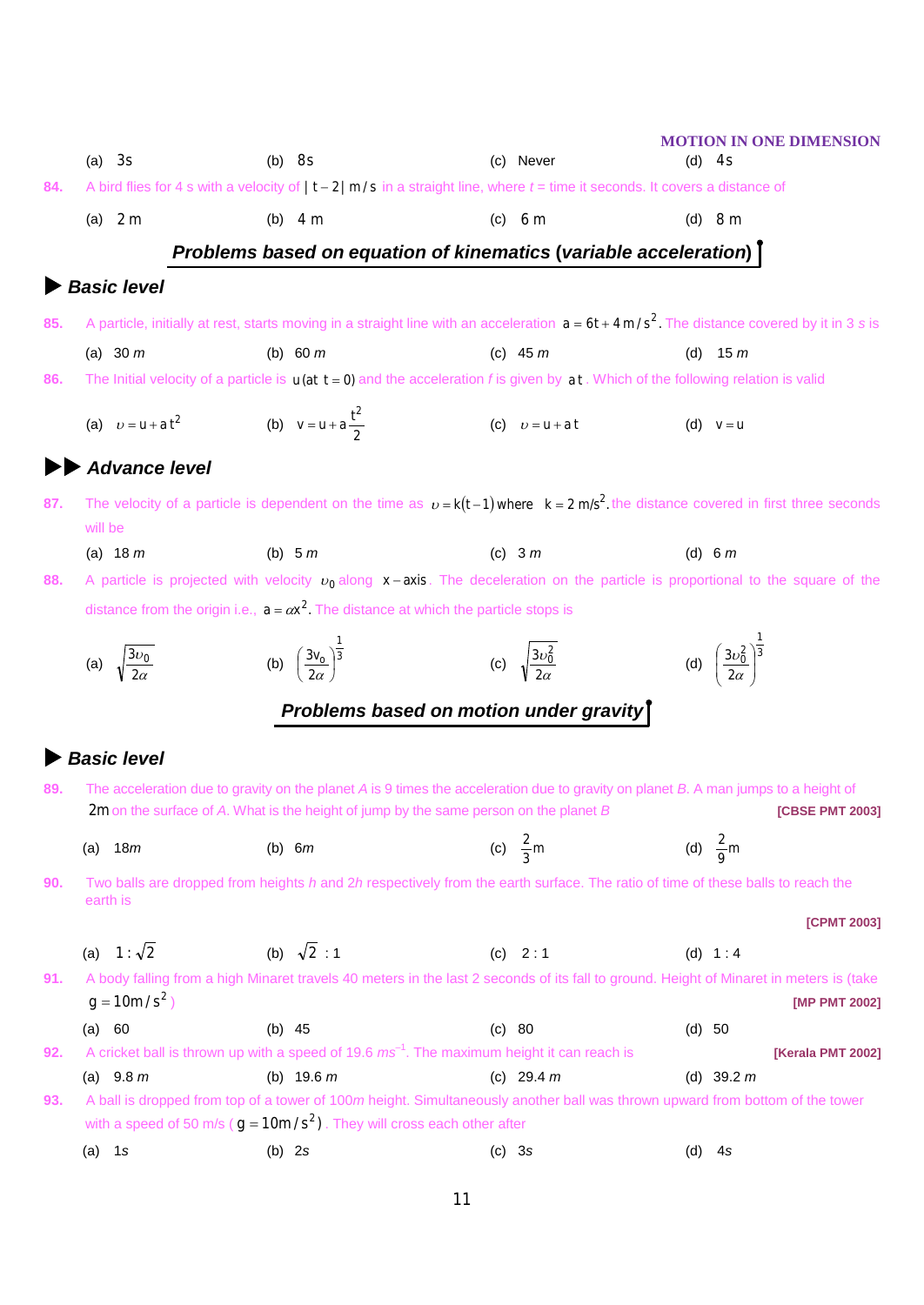(a) 3s (b) 8s (c) Never (d) 4s

**84.** A bird flies for 4 s with a velocity of $|t-2|$ m/s in a straight line, where $t$ = time it seconds. It covers a distance of

(a) 2 m (b) 4 m (c) 6 m (d) 8 m

## *Problems based on equation of kinematics (variable acceleration)*

### Basic level

**85.** A particle, initially at rest, starts moving in a straight line with an acceleration $a = 6t + 4\,m/s^2$. The distance covered by it in 3 *s* is

(a) 30 *m* (b) 60 *m* (c) 45 *m* (d) 15 *m*

**86.** The Initial velocity of a particle is $u$ (at $t = 0$) and the acceleration $f$ is given by $at$. Which of the following relation is valid

(a) $\upsilon = u + at^2$ (b) $v = u + a\dfrac{t^2}{2}$ (c) $\upsilon = u + at$ (d) $v = u$

### Advance level

**87.** The velocity of a particle is dependent on the time as $\upsilon = k(t-1)$ where $k = 2\ m/s^2$. the distance covered in first three seconds will be

(a) 18 *m* (b) 5 *m* (c) 3 *m* (d) 6 *m*

**88.** A particle is projected with velocity $\upsilon_0$ along $x-$axis. The deceleration on the particle is proportional to the square of the distance from the origin i.e., $a = \alpha x^2$. The distance at which the particle stops is

(a) $\sqrt{\dfrac{3\upsilon_0}{2\alpha}}$ (b) $\left(\dfrac{3v_0}{2\alpha}\right)^{\frac{1}{3}}$ (c) $\sqrt{\dfrac{3\upsilon_0^2}{2\alpha}}$ (d) $\left(\dfrac{3\upsilon_0^2}{2\alpha}\right)^{\frac{1}{3}}$

## *Problems based on motion under gravity*

### Basic level

**89.** The acceleration due to gravity on the planet *A* is 9 times the acceleration due to gravity on planet *B*. A man jumps to a height of 2m on the surface of *A*. What is the height of jump by the same person on the planet *B* **[CBSE PMT 2003]**

(a) 18*m* (b) 6*m* (c) $\dfrac{2}{3}$m (d) $\dfrac{2}{9}$m

**90.** Two balls are dropped from heights *h* and 2*h* respectively from the earth surface. The ratio of time of these balls to reach the earth is **[CPMT 2003]**

(a) $1:\sqrt{2}$ (b) $\sqrt{2}:1$ (c) $2:1$ (d) $1:4$

**91.** A body falling from a high Minaret travels 40 meters in the last 2 seconds of its fall to ground. Height of Minaret in meters is (take $g = 10\,m/s^2$) **[MP PMT 2002]**

(a) 60 (b) 45 (c) 80 (d) 50

**92.** A cricket ball is thrown up with a speed of 19.6 $ms^{-1}$. The maximum height it can reach is **[Kerala PMT 2002]**

(a) 9.8 *m* (b) 19.6 *m* (c) 29.4 *m* (d) 39.2 *m*

**93.** A ball is dropped from top of a tower of 100*m* height. Simultaneously another ball was thrown upward from bottom of the tower with a speed of 50 m/s ($g = 10\,m/s^2$). They will cross each other after

(a) 1*s* (b) 2*s* (c) 3*s* (d) 4*s*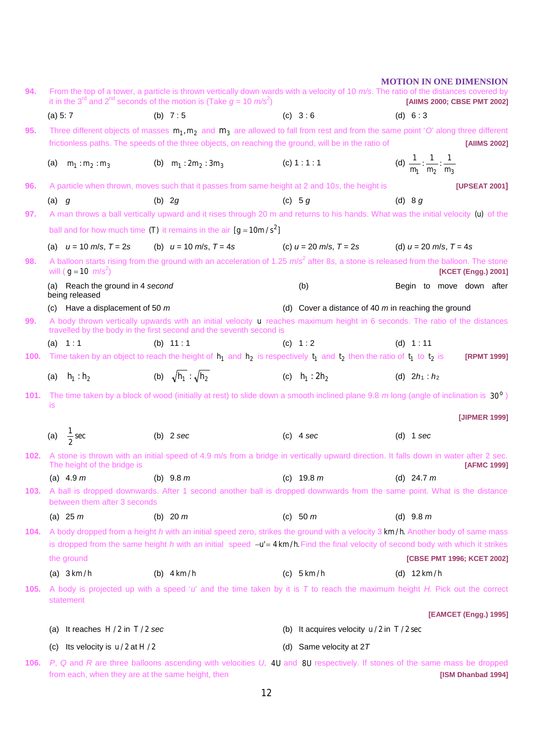**94.** From the top of a tower, a particle is thrown vertically down wards with a velocity of 10 *m/s*. The ratio of the distances covered by it in the 3rd and 2nd seconds of the motion is (Take $g = 10\ m/s^2$) **[AIIMS 2000; CBSE PMT 2002]**

(a) 5: 7 (b) 7 : 5 (c) 3 : 6 (d) 6 : 3

**95.** Three different objects of masses $m_1, m_2$ and $m_3$ are allowed to fall from rest and from the same point '*O*' along three different frictionless paths. The speeds of the three objects, on reaching the ground, will be in the ratio of **[AIIMS 2002]**

(a) $m_1 : m_2 : m_3$ (b) $m_1 : 2m_2 : 3m_3$ (c) 1 : 1 : 1 (d) $\frac{1}{m_1} : \frac{1}{m_2} : \frac{1}{m_3}$

**96.** A particle when thrown, moves such that it passes from same height at 2 and 10*s*, the height is **[UPSEAT 2001]**

(a) $g$ (b) $2g$ (c) $5g$ (d) $8g$

**97.** A man throws a ball vertically upward and it rises through 20 m and returns to his hands. What was the initial velocity $(u)$ of the ball and for how much time $(T)$ it remains in the air $[g = 10 m/s^2]$

(a) $u = 10\ m/s$, $T = 2s$ (b) $u = 10\ m/s$, $T = 4s$ (c) $u = 20\ m/s$, $T = 2s$ (d) $u = 20\ m/s$, $T = 4s$

**98.** A balloon starts rising from the ground with an acceleration of 1.25 $m/s^2$ after 8*s*, a stone is released from the balloon. The stone will ($g = 10\ m/s^2$) **[KCET (Engg.) 2001]**

(a) Reach the ground in 4 *second* (b) Begin to move down after being released

(c) Have a displacement of 50 *m* (d) Cover a distance of 40 *m* in reaching the ground

**99.** A body thrown vertically upwards with an initial velocity $u$ reaches maximum height in 6 seconds. The ratio of the distances travelled by the body in the first second and the seventh second is

(a) 1 : 1 (b) 11 : 1 (c) 1 : 2 (d) 1 : 11

**100.** Time taken by an object to reach the height of $h_1$ and $h_2$ is respectively $t_1$ and $t_2$ then the ratio of $t_1$ to $t_2$ is **[RPMT 1999]**

(a) $h_1 : h_2$ (b) $\sqrt{h_1} : \sqrt{h_2}$ (c) $h_1 : 2h_2$ (d) $2h_1 : h_2$

**101.** The time taken by a block of wood (initially at rest) to slide down a smooth inclined plane 9.8 *m* long (angle of inclination is $30^o$) is **[JIPMER 1999]**

(a) $\frac{1}{2}$ sec (b) 2 *sec* (c) 4 *sec* (d) 1 *sec*

**102.** A stone is thrown with an initial speed of 4.9 m/s from a bridge in vertically upward direction. It falls down in water after 2 sec. The height of the bridge is **[AFMC 1999]**

(a) 4.9 *m* (b) 9.8 *m* (c) 19.8 *m* (d) 24.7 *m*

**103.** A ball is dropped downwards. After 1 second another ball is dropped downwards from the same point. What is the distance between them after 3 seconds

(a) 25 *m* (b) 20 *m* (c) 50 *m* (d) 9.8 *m*

**104.** A body dropped from a height *h* with an initial speed zero, strikes the ground with a velocity 3 km/h. Another body of same mass is dropped from the same height *h* with an initial speed $-u' = 4$ km/h. Find the final velocity of second body with which it strikes the ground **[CBSE PMT 1996; KCET 2002]**

(a) 3 km/h (b) 4 km/h (c) 5 km/h (d) 12 km/h

**105.** A body is projected up with a speed '*u*' and the time taken by it is *T* to reach the maximum height *H*. Pick out the correct statement **[EAMCET (Engg.) 1995]**

(a) It reaches $H/2$ in $T/2$ *sec* (b) It acquires velocity $u/2$ in $T/2$ sec

(c) Its velocity is $u/2$ at $H/2$ (d) Same velocity at $2T$

**106.** *P*, *Q* and *R* are three balloons ascending with velocities *U*, $4U$ and $8U$ respectively. If stones of the same mass be dropped from each, when they are at the same height, then **[ISM Dhanbad 1994]**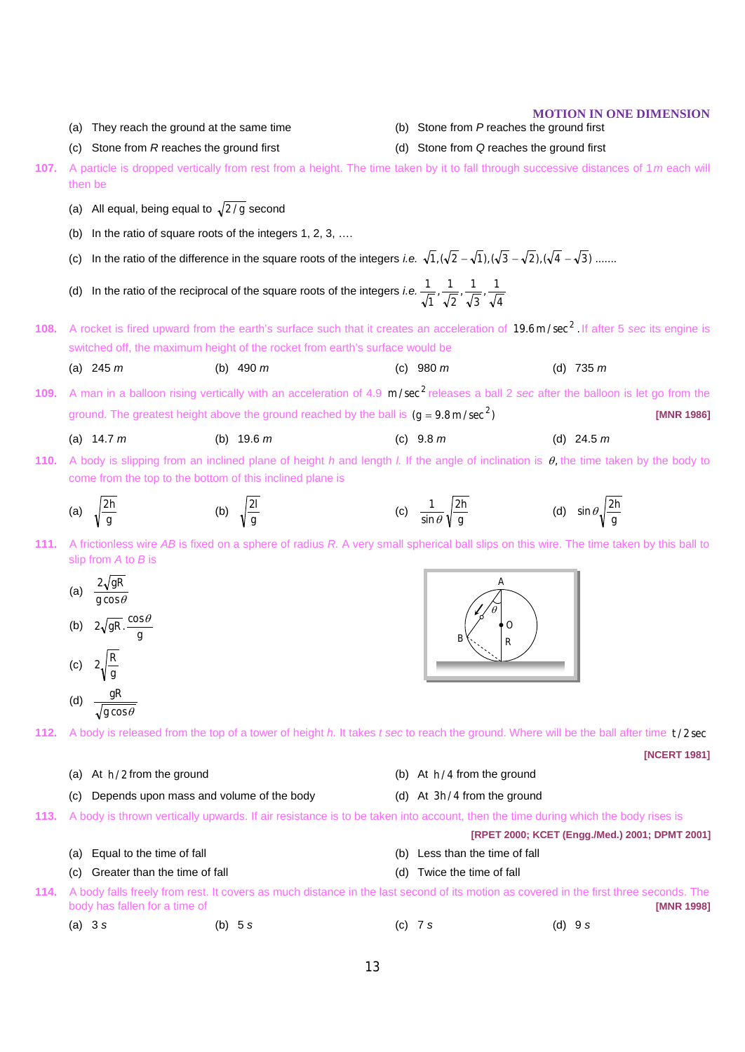(a) They reach the ground at the same time

(b) Stone from $P$ reaches the ground first

(c) Stone from $R$ reaches the ground first

(d) Stone from $Q$ reaches the ground first

**107.** A particle is dropped vertically from rest from a height. The time taken by it to fall through successive distances of 1*m* each will then be

(a) All equal, being equal to $\sqrt{2/g}$ second

(b) In the ratio of square roots of the integers 1, 2, 3, ….

(c) In the ratio of the difference in the square roots of the integers *i.e.* $\sqrt{1},(\sqrt{2}-\sqrt{1}),(\sqrt{3}-\sqrt{2}),(\sqrt{4}-\sqrt{3})$ .......

(d) In the ratio of the reciprocal of the square roots of the integers *i.e.* $\frac{1}{\sqrt{1}},\frac{1}{\sqrt{2}},\frac{1}{\sqrt{3}},\frac{1}{\sqrt{4}}$

**108.** A rocket is fired upward from the earth's surface such that it creates an acceleration of $19.6\,m/sec^2$. If after 5 *sec* its engine is switched off, the maximum height of the rocket from earth's surface would be

(a) 245 *m* (b) 490 *m* (c) 980 *m* (d) 735 *m*

**109.** A man in a balloon rising vertically with an acceleration of 4.9 $m/sec^2$ releases a ball 2 *sec* after the balloon is let go from the ground. The greatest height above the ground reached by the ball is $(g = 9.8\,m/sec^2)$ **[MNR 1986]**

(a) 14.7 *m* (b) 19.6 *m* (c) 9.8 *m* (d) 24.5 *m*

**110.** A body is slipping from an inclined plane of height *h* and length *l*. If the angle of inclination is $\theta$, the time taken by the body to come from the top to the bottom of this inclined plane is

(a) $\sqrt{\frac{2h}{g}}$ (b) $\sqrt{\frac{2l}{g}}$ (c) $\frac{1}{\sin\theta}\sqrt{\frac{2h}{g}}$ (d) $\sin\theta\sqrt{\frac{2h}{g}}$

**111.** A frictionless wire *AB* is fixed on a sphere of radius *R*. A very small spherical ball slips on this wire. The time taken by this ball to slip from *A* to *B* is

(a) $\frac{2\sqrt{gR}}{g\cos\theta}$

(b) $2\sqrt{gR}\cdot\frac{\cos\theta}{g}$

(c) $2\sqrt{\frac{R}{g}}$

(d) $\frac{gR}{\sqrt{g\cos\theta}}$

**112.** A body is released from the top of a tower of height *h*. It takes *t sec* to reach the ground. Where will be the ball after time $t/2$ sec **[NCERT 1981]**

(a) At $h/2$ from the ground

(b) At $h/4$ from the ground

(c) Depends upon mass and volume of the body

(d) At $3h/4$ from the ground

**113.** A body is thrown vertically upwards. If air resistance is to be taken into account, then the time during which the body rises is **[RPET 2000; KCET (Engg./Med.) 2001; DPMT 2001]**

(a) Equal to the time of fall

(b) Less than the time of fall

(c) Greater than the time of fall

(d) Twice the time of fall

**114.** A body falls freely from rest. It covers as much distance in the last second of its motion as covered in the first three seconds. The body has fallen for a time of **[MNR 1998]**

(a) 3 *s* (b) 5 *s* (c) 7 *s* (d) 9 *s*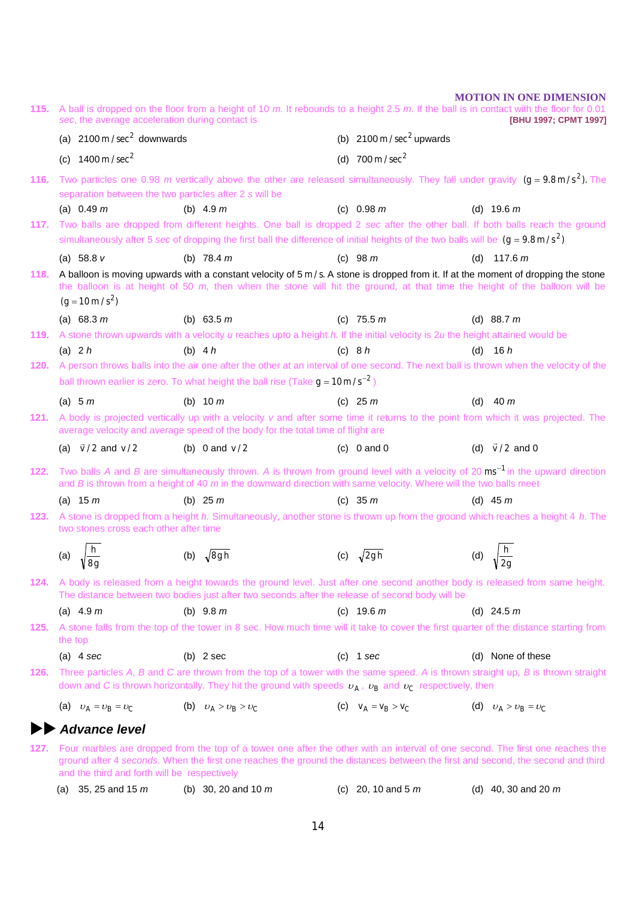**115.** A ball is dropped on the floor from a height of 10 *m*. It rebounds to a height 2.5 *m*. If the ball is in contact with the floor for 0.01 *sec*, the average acceleration during contact is **[BHU 1997; CPMT 1997]**

(a) $2100\,m/sec^2$ downwards (b) $2100\,m/sec^2$ upwards

(c) $1400\,m/sec^2$ (d) $700\,m/sec^2$

**116.** Two particles one 0.98 *m* vertically above the other are released simultaneously. They fall under gravity $(g = 9.8\,m/s^2)$. The separation between the two particles after 2 *s* will be

(a) 0.49 *m* (b) 4.9 *m* (c) 0.98 *m* (d) 19.6 *m*

**117.** Two balls are dropped from different heights. One ball is dropped 2 *sec* after the other ball. If both balls reach the ground simultaneously after 5 *sec* of dropping the first ball the difference of initial heights of the two balls will be $(g = 9.8\,m/s^2)$

(a) 58.8 *v* (b) 78.4 *m* (c) 98 *m* (d) 117.6 *m*

**118.** A balloon is moving upwards with a constant velocity of $5\,m/s$. A stone is dropped from it. If at the moment of dropping the stone the balloon is at height of 50 *m*, then when the stone will hit the ground, at that time the height of the balloon will be $(g = 10\,m/s^2)$

(a) 68.3 *m* (b) 63.5 *m* (c) 75.5 *m* (d) 88.7 *m*

**119.** A stone thrown upwards with a velocity *u* reaches upto a height *h*. If the initial velocity is 2*u* the height attained would be

(a) 2 *h* (b) 4 *h* (c) 8 *h* (d) 16 *h*

**120.** A person throws balls into the air one after the other at an interval of one second. The next ball is thrown when the velocity of the ball thrown earlier is zero. To what height the ball rise (Take $g = 10\,m/s^{-2}$ )

(a) 5 *m* (b) 10 *m* (c) 25 *m* (d) 40 *m*

**121.** A body is projected vertically up with a velocity *v* and after some time it returns to the point from which it was projected. The average velocity and average speed of the body for the total time of flight are

(a) $\vec{v}/2$ and $v/2$ (b) 0 and $v/2$ (c) 0 and 0 (d) $\vec{v}/2$ and 0

**122.** Two balls *A* and *B* are simultaneously thrown. *A* is thrown from ground level with a velocity of 20 $ms^{-1}$ in the upward direction and *B* is thrown from a height of 40 *m* in the downward direction with same velocity. Where will the two balls meet

(a) 15 *m* (b) 25 *m* (c) 35 *m* (d) 45 *m*

**123.** A stone is dropped from a height *h*. Simultaneously, another stone is thrown up from the ground which reaches a height 4 *h*. The two stones cross each other after time

(a) $\sqrt{\frac{h}{8g}}$ (b) $\sqrt{8gh}$ (c) $\sqrt{2gh}$ (d) $\sqrt{\frac{h}{2g}}$

**124.** A body is released from a height towards the ground level. Just after one second another body is released from same height. The distance between two bodies just after two seconds after the release of second body will be

(a) 4.9 *m* (b) 9.8 *m* (c) 19.6 *m* (d) 24.5 *m*

**125.** A stone falls from the top of the tower in 8 sec. How much time will it take to cover the first quarter of the distance starting from the top

(a) 4 *sec* (b) 2 sec (c) 1 *sec* (d) None of these

**126.** Three particles *A*, *B* and *C* are thrown from the top of a tower with the same speed. *A* is thrown straight up, *B* is thrown straight down and *C* is thrown horizontally. They hit the ground with speeds $v_A$, $v_B$ and $v_C$ respectively, then

(a) $v_A = v_B = v_C$ (b) $v_A > v_B > v_C$ (c) $v_A = v_B > v_C$ (d) $v_A > v_B = v_C$

## ▶▶ *Advance level*

**127.** Four marbles are dropped from the top of a tower one after the other with an interval of one second. The first one reaches the ground after 4 *seconds*. When the first one reaches the ground the distances between the first and second, the second and third and the third and forth will be respectively

(a) 35, 25 and 15 *m* (b) 30, 20 and 10 *m* (c) 20, 10 and 5 *m* (d) 40, 30 and 20 *m*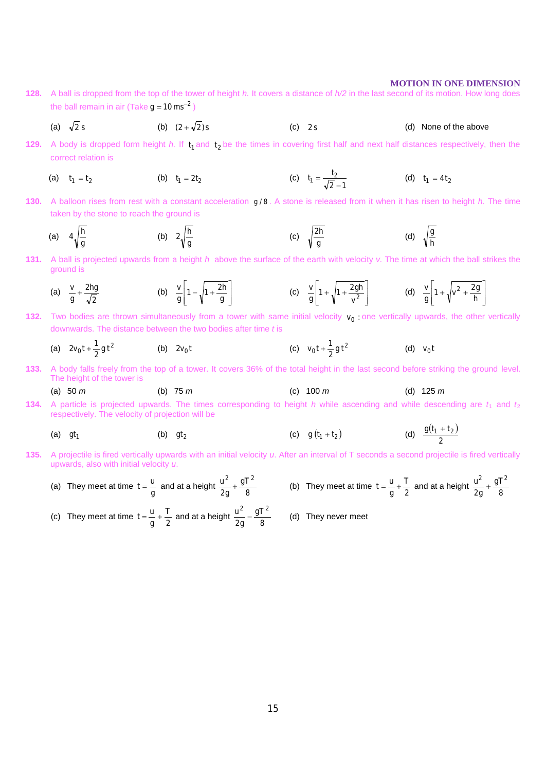**128.** A ball is dropped from the top of the tower of height *h*. It covers a distance of *h/2* in the last second of its motion. How long does the ball remain in air (Take $g = 10\,ms^{-2}$ )

(a) $\sqrt{2}\,s$ (b) $(2+\sqrt{2})\,s$ (c) $2\,s$ (d) None of the above

**129.** A body is dropped form height *h*. If $t_1$ and $t_2$ be the times in covering first half and next half distances respectively, then the correct relation is

(a) $t_1 = t_2$ (b) $t_1 = 2t_2$ (c) $t_1 = \dfrac{t_2}{\sqrt{2}-1}$ (d) $t_1 = 4t_2$

**130.** A balloon rises from rest with a constant acceleration $g/8$. A stone is released from it when it has risen to height *h*. The time taken by the stone to reach the ground is

(a) $4\sqrt{\dfrac{h}{g}}$ (b) $2\sqrt{\dfrac{h}{g}}$ (c) $\sqrt{\dfrac{2h}{g}}$ (d) $\sqrt{\dfrac{g}{h}}$

**131.** A ball is projected upwards from a height *h* above the surface of the earth with velocity *v*. The time at which the ball strikes the ground is

(a) $\dfrac{v}{g}+\dfrac{2hg}{\sqrt{2}}$ (b) $\dfrac{v}{g}\left[1-\sqrt{1+\dfrac{2h}{g}}\right]$ (c) $\dfrac{v}{g}\left[1+\sqrt{1+\dfrac{2gh}{v^2}}\right]$ (d) $\dfrac{v}{g}\left[1+\sqrt{v^2+\dfrac{2g}{h}}\right]$

**132.** Two bodies are thrown simultaneously from a tower with same initial velocity $v_0$ : one vertically upwards, the other vertically downwards. The distance between the two bodies after time *t* is

(a) $2v_0t+\dfrac{1}{2}gt^2$ (b) $2v_0t$ (c) $v_0t+\dfrac{1}{2}gt^2$ (d) $v_0t$

**133.** A body falls freely from the top of a tower. It covers 36% of the total height in the last second before striking the ground level. The height of the tower is

(a) 50 *m* (b) 75 *m* (c) 100 *m* (d) 125 *m*

**134.** A particle is projected upwards. The times corresponding to height *h* while ascending and while descending are $t_1$ and $t_2$ respectively. The velocity of projection will be

(a) $gt_1$ (b) $gt_2$ (c) $g(t_1+t_2)$ (d) $\dfrac{g(t_1+t_2)}{2}$

**135.** A projectile is fired vertically upwards with an initial velocity *u*. After an interval of T seconds a second projectile is fired vertically upwards, also with initial velocity *u*.

(a) They meet at time $t=\dfrac{u}{g}$ and at a height $\dfrac{u^2}{2g}+\dfrac{gT^2}{8}$

(b) They meet at time $t=\dfrac{u}{g}+\dfrac{T}{2}$ and at a height $\dfrac{u^2}{2g}+\dfrac{gT^2}{8}$

(c) They meet at time $t=\dfrac{u}{g}+\dfrac{T}{2}$ and at a height $\dfrac{u^2}{2g}-\dfrac{gT^2}{8}$

(d) They never meet